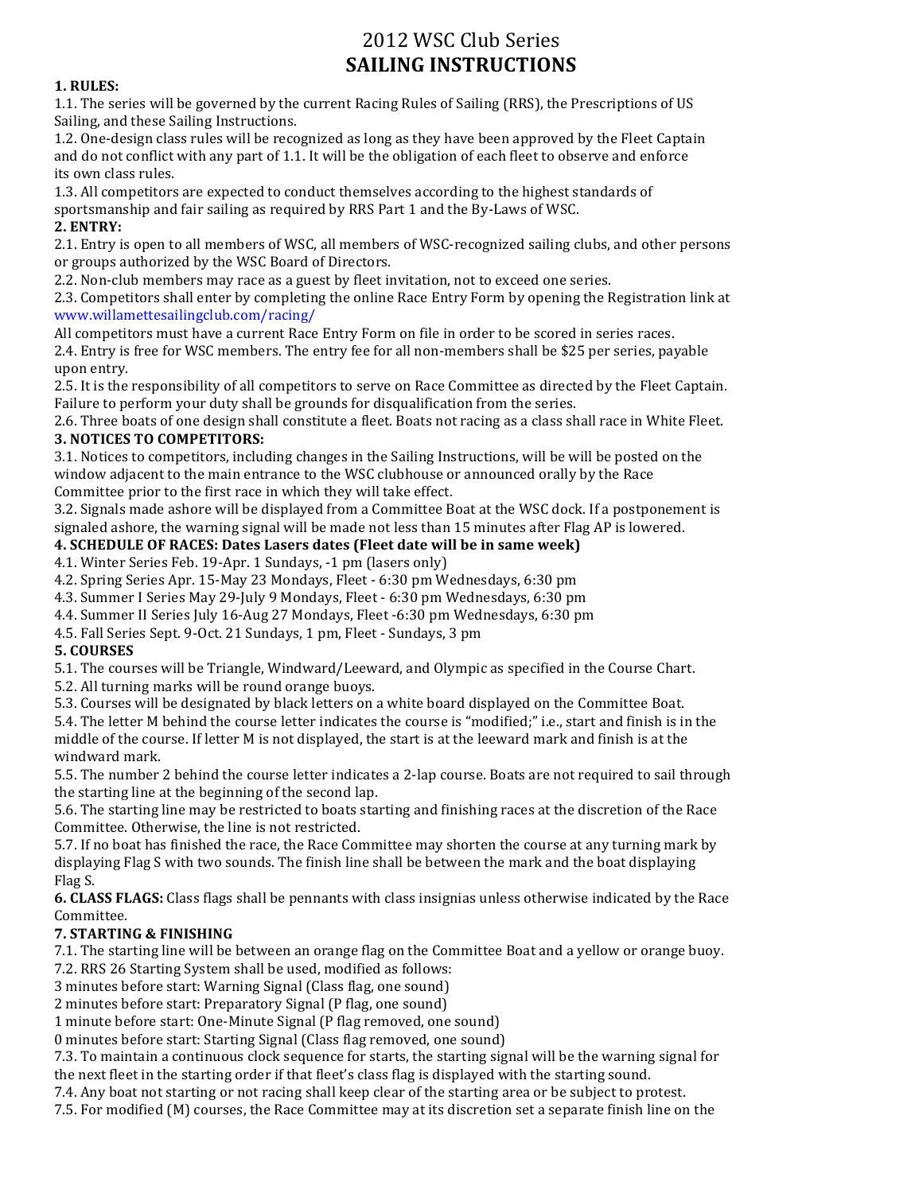# 2012 WSC Club Series
# **SAILING INSTRUCTIONS**

**1. RULES:**

1.1. The series will be governed by the current Racing Rules of Sailing (RRS), the Prescriptions of US Sailing, and these Sailing Instructions.

1.2. One-design class rules will be recognized as long as they have been approved by the Fleet Captain and do not conflict with any part of 1.1. It will be the obligation of each fleet to observe and enforce its own class rules.

1.3. All competitors are expected to conduct themselves according to the highest standards of sportsmanship and fair sailing as required by RRS Part 1 and the By-Laws of WSC.

**2. ENTRY:**

2.1. Entry is open to all members of WSC, all members of WSC-recognized sailing clubs, and other persons or groups authorized by the WSC Board of Directors.

2.2. Non-club members may race as a guest by fleet invitation, not to exceed one series.

2.3. Competitors shall enter by completing the online Race Entry Form by opening the Registration link at www.willamettesailingclub.com/racing/

All competitors must have a current Race Entry Form on file in order to be scored in series races.

2.4. Entry is free for WSC members. The entry fee for all non-members shall be $25 per series, payable upon entry.

2.5. It is the responsibility of all competitors to serve on Race Committee as directed by the Fleet Captain. Failure to perform your duty shall be grounds for disqualification from the series.

2.6. Three boats of one design shall constitute a fleet. Boats not racing as a class shall race in White Fleet.

**3. NOTICES TO COMPETITORS:**

3.1. Notices to competitors, including changes in the Sailing Instructions, will be will be posted on the window adjacent to the main entrance to the WSC clubhouse or announced orally by the Race Committee prior to the first race in which they will take effect.

3.2. Signals made ashore will be displayed from a Committee Boat at the WSC dock. If a postponement is signaled ashore, the warning signal will be made not less than 15 minutes after Flag AP is lowered.

**4. SCHEDULE OF RACES: Dates Lasers dates (Fleet date will be in same week)**

4.1. Winter Series Feb. 19-Apr. 1 Sundays, -1 pm (lasers only)

4.2. Spring Series Apr. 15-May 23 Mondays, Fleet - 6:30 pm Wednesdays, 6:30 pm

4.3. Summer I Series May 29-July 9 Mondays, Fleet - 6:30 pm Wednesdays, 6:30 pm

4.4. Summer II Series July 16-Aug 27 Mondays, Fleet -6:30 pm Wednesdays, 6:30 pm

4.5. Fall Series Sept. 9-Oct. 21 Sundays, 1 pm, Fleet - Sundays, 3 pm

**5. COURSES**

5.1. The courses will be Triangle, Windward/Leeward, and Olympic as specified in the Course Chart.

5.2. All turning marks will be round orange buoys.

5.3. Courses will be designated by black letters on a white board displayed on the Committee Boat.

5.4. The letter M behind the course letter indicates the course is "modified;" i.e., start and finish is in the middle of the course. If letter M is not displayed, the start is at the leeward mark and finish is at the windward mark.

5.5. The number 2 behind the course letter indicates a 2-lap course. Boats are not required to sail through the starting line at the beginning of the second lap.

5.6. The starting line may be restricted to boats starting and finishing races at the discretion of the Race Committee. Otherwise, the line is not restricted.

5.7. If no boat has finished the race, the Race Committee may shorten the course at any turning mark by displaying Flag S with two sounds. The finish line shall be between the mark and the boat displaying Flag S.

**6. CLASS FLAGS:** Class flags shall be pennants with class insignias unless otherwise indicated by the Race Committee.

**7. STARTING & FINISHING**

7.1. The starting line will be between an orange flag on the Committee Boat and a yellow or orange buoy.

7.2. RRS 26 Starting System shall be used, modified as follows:

3 minutes before start: Warning Signal (Class flag, one sound)

2 minutes before start: Preparatory Signal (P flag, one sound)

1 minute before start: One-Minute Signal (P flag removed, one sound)

0 minutes before start: Starting Signal (Class flag removed, one sound)

7.3. To maintain a continuous clock sequence for starts, the starting signal will be the warning signal for the next fleet in the starting order if that fleet's class flag is displayed with the starting sound.

7.4. Any boat not starting or not racing shall keep clear of the starting area or be subject to protest.

7.5. For modified (M) courses, the Race Committee may at its discretion set a separate finish line on the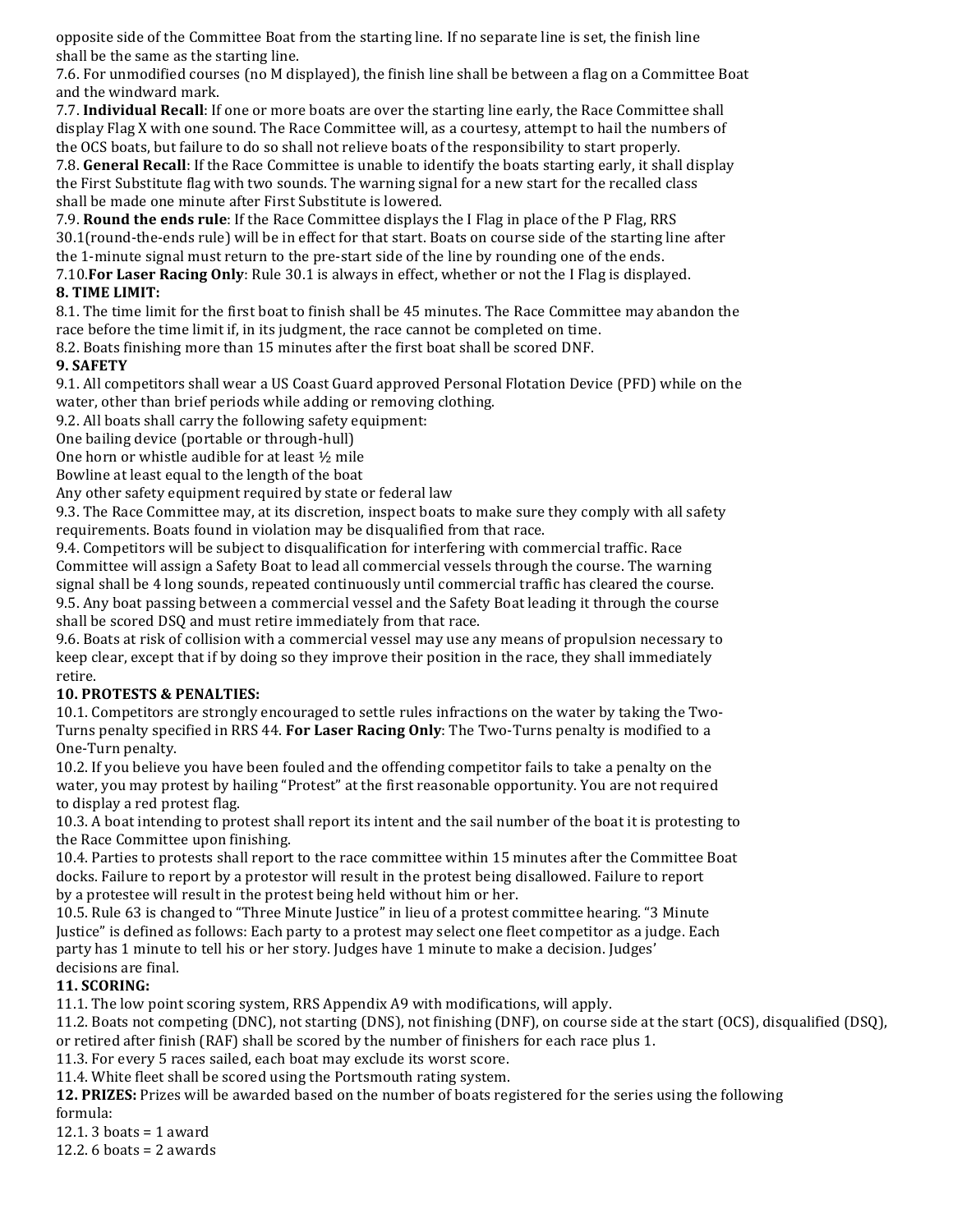opposite side of the Committee Boat from the starting line. If no separate line is set, the finish line shall be the same as the starting line.

7.6. For unmodified courses (no M displayed), the finish line shall be between a flag on a Committee Boat and the windward mark.

7.7. **Individual Recall**: If one or more boats are over the starting line early, the Race Committee shall display Flag X with one sound. The Race Committee will, as a courtesy, attempt to hail the numbers of the OCS boats, but failure to do so shall not relieve boats of the responsibility to start properly.

7.8. **General Recall**: If the Race Committee is unable to identify the boats starting early, it shall display the First Substitute flag with two sounds. The warning signal for a new start for the recalled class shall be made one minute after First Substitute is lowered.

7.9. **Round the ends rule**: If the Race Committee displays the I Flag in place of the P Flag, RRS 30.1(round-the-ends rule) will be in effect for that start. Boats on course side of the starting line after the 1-minute signal must return to the pre-start side of the line by rounding one of the ends.

7.10.**For Laser Racing Only**: Rule 30.1 is always in effect, whether or not the I Flag is displayed.

**8. TIME LIMIT:**

8.1. The time limit for the first boat to finish shall be 45 minutes. The Race Committee may abandon the race before the time limit if, in its judgment, the race cannot be completed on time.

8.2. Boats finishing more than 15 minutes after the first boat shall be scored DNF.

**9. SAFETY**

9.1. All competitors shall wear a US Coast Guard approved Personal Flotation Device (PFD) while on the water, other than brief periods while adding or removing clothing.

9.2. All boats shall carry the following safety equipment:

One bailing device (portable or through-hull)

One horn or whistle audible for at least ½ mile

Bowline at least equal to the length of the boat

Any other safety equipment required by state or federal law

9.3. The Race Committee may, at its discretion, inspect boats to make sure they comply with all safety requirements. Boats found in violation may be disqualified from that race.

9.4. Competitors will be subject to disqualification for interfering with commercial traffic. Race Committee will assign a Safety Boat to lead all commercial vessels through the course. The warning signal shall be 4 long sounds, repeated continuously until commercial traffic has cleared the course.

9.5. Any boat passing between a commercial vessel and the Safety Boat leading it through the course shall be scored DSQ and must retire immediately from that race.

9.6. Boats at risk of collision with a commercial vessel may use any means of propulsion necessary to keep clear, except that if by doing so they improve their position in the race, they shall immediately retire.

**10. PROTESTS & PENALTIES:**

10.1. Competitors are strongly encouraged to settle rules infractions on the water by taking the Two-Turns penalty specified in RRS 44. **For Laser Racing Only**: The Two-Turns penalty is modified to a One-Turn penalty.

10.2. If you believe you have been fouled and the offending competitor fails to take a penalty on the water, you may protest by hailing "Protest" at the first reasonable opportunity. You are not required to display a red protest flag.

10.3. A boat intending to protest shall report its intent and the sail number of the boat it is protesting to the Race Committee upon finishing.

10.4. Parties to protests shall report to the race committee within 15 minutes after the Committee Boat docks. Failure to report by a protestor will result in the protest being disallowed. Failure to report by a protestee will result in the protest being held without him or her.

10.5. Rule 63 is changed to "Three Minute Justice" in lieu of a protest committee hearing. "3 Minute Justice" is defined as follows: Each party to a protest may select one fleet competitor as a judge. Each party has 1 minute to tell his or her story. Judges have 1 minute to make a decision. Judges' decisions are final.

**11. SCORING:**

11.1. The low point scoring system, RRS Appendix A9 with modifications, will apply.

11.2. Boats not competing (DNC), not starting (DNS), not finishing (DNF), on course side at the start (OCS), disqualified (DSQ), or retired after finish (RAF) shall be scored by the number of finishers for each race plus 1.

11.3. For every 5 races sailed, each boat may exclude its worst score.

11.4. White fleet shall be scored using the Portsmouth rating system.

**12. PRIZES:** Prizes will be awarded based on the number of boats registered for the series using the following formula:

12.1. 3 boats = 1 award

12.2. 6 boats = 2 awards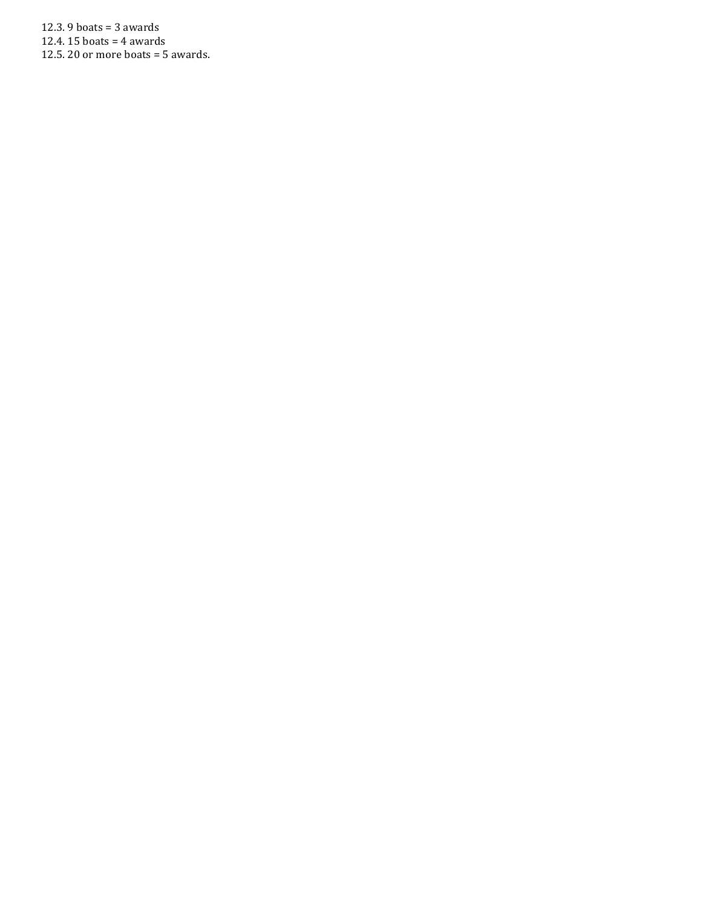12.3. 9 boats = 3 awards
12.4. 15 boats = 4 awards
12.5. 20 or more boats = 5 awards.